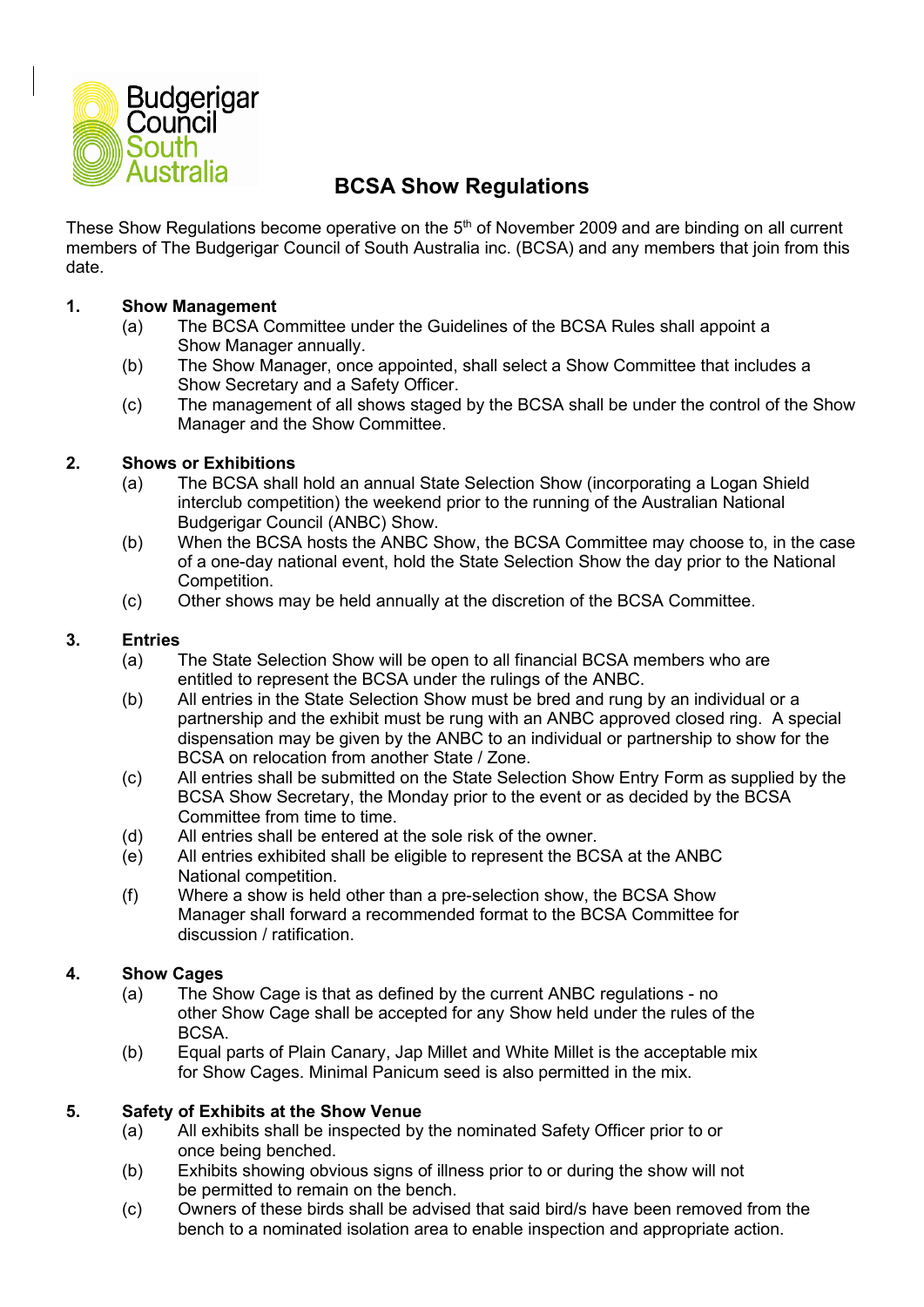Budgerigar Council South Australia

# BCSA Show Regulations

These Show Regulations become operative on the 5th of November 2009 and are binding on all current members of The Budgerigar Council of South Australia inc. (BCSA) and any members that join from this date.

## 1. Show Management

- (a) The BCSA Committee under the Guidelines of the BCSA Rules shall appoint a Show Manager annually.
- (b) The Show Manager, once appointed, shall select a Show Committee that includes a Show Secretary and a Safety Officer.
- (c) The management of all shows staged by the BCSA shall be under the control of the Show Manager and the Show Committee.

## 2. Shows or Exhibitions

- (a) The BCSA shall hold an annual State Selection Show (incorporating a Logan Shield interclub competition) the weekend prior to the running of the Australian National Budgerigar Council (ANBC) Show.
- (b) When the BCSA hosts the ANBC Show, the BCSA Committee may choose to, in the case of a one-day national event, hold the State Selection Show the day prior to the National Competition.
- (c) Other shows may be held annually at the discretion of the BCSA Committee.

## 3. Entries

- (a) The State Selection Show will be open to all financial BCSA members who are entitled to represent the BCSA under the rulings of the ANBC.
- (b) All entries in the State Selection Show must be bred and rung by an individual or a partnership and the exhibit must be rung with an ANBC approved closed ring. A special dispensation may be given by the ANBC to an individual or partnership to show for the BCSA on relocation from another State / Zone.
- (c) All entries shall be submitted on the State Selection Show Entry Form as supplied by the BCSA Show Secretary, the Monday prior to the event or as decided by the BCSA Committee from time to time.
- (d) All entries shall be entered at the sole risk of the owner.
- (e) All entries exhibited shall be eligible to represent the BCSA at the ANBC National competition.
- (f) Where a show is held other than a pre-selection show, the BCSA Show Manager shall forward a recommended format to the BCSA Committee for discussion / ratification.

## 4. Show Cages

- (a) The Show Cage is that as defined by the current ANBC regulations - no other Show Cage shall be accepted for any Show held under the rules of the BCSA.
- (b) Equal parts of Plain Canary, Jap Millet and White Millet is the acceptable mix for Show Cages. Minimal Panicum seed is also permitted in the mix.

## 5. Safety of Exhibits at the Show Venue

- (a) All exhibits shall be inspected by the nominated Safety Officer prior to or once being benched.
- (b) Exhibits showing obvious signs of illness prior to or during the show will not be permitted to remain on the bench.
- (c) Owners of these birds shall be advised that said bird/s have been removed from the bench to a nominated isolation area to enable inspection and appropriate action.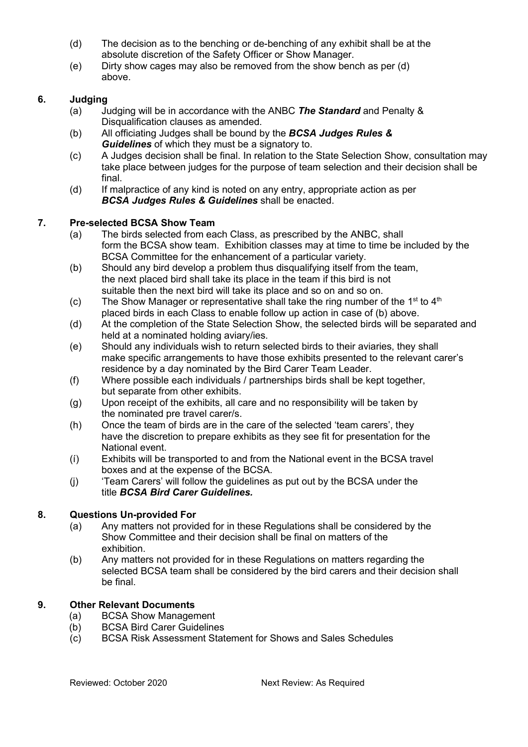(d) The decision as to the benching or de-benching of any exhibit shall be at the absolute discretion of the Safety Officer or Show Manager.

(e) Dirty show cages may also be removed from the show bench as per (d) above.

## 6. Judging

(a) Judging will be in accordance with the ANBC ***The Standard*** and Penalty & Disqualification clauses as amended.

(b) All officiating Judges shall be bound by the ***BCSA Judges Rules & Guidelines*** of which they must be a signatory to.

(c) A Judges decision shall be final. In relation to the State Selection Show, consultation may take place between judges for the purpose of team selection and their decision shall be final.

(d) If malpractice of any kind is noted on any entry, appropriate action as per ***BCSA Judges Rules & Guidelines*** shall be enacted.

## 7. Pre-selected BCSA Show Team

(a) The birds selected from each Class, as prescribed by the ANBC, shall form the BCSA show team. Exhibition classes may at time to time be included by the BCSA Committee for the enhancement of a particular variety.

(b) Should any bird develop a problem thus disqualifying itself from the team, the next placed bird shall take its place in the team if this bird is not suitable then the next bird will take its place and so on and so on.

(c) The Show Manager or representative shall take the ring number of the 1st to 4th placed birds in each Class to enable follow up action in case of (b) above.

(d) At the completion of the State Selection Show, the selected birds will be separated and held at a nominated holding aviary/ies.

(e) Should any individuals wish to return selected birds to their aviaries, they shall make specific arrangements to have those exhibits presented to the relevant carer's residence by a day nominated by the Bird Carer Team Leader.

(f) Where possible each individuals / partnerships birds shall be kept together, but separate from other exhibits.

(g) Upon receipt of the exhibits, all care and no responsibility will be taken by the nominated pre travel carer/s.

(h) Once the team of birds are in the care of the selected 'team carers', they have the discretion to prepare exhibits as they see fit for presentation for the National event.

(i) Exhibits will be transported to and from the National event in the BCSA travel boxes and at the expense of the BCSA.

(j) 'Team Carers' will follow the guidelines as put out by the BCSA under the title ***BCSA Bird Carer Guidelines.***

## 8. Questions Un-provided For

(a) Any matters not provided for in these Regulations shall be considered by the Show Committee and their decision shall be final on matters of the exhibition.

(b) Any matters not provided for in these Regulations on matters regarding the selected BCSA team shall be considered by the bird carers and their decision shall be final.

## 9. Other Relevant Documents

(a) BCSA Show Management

(b) BCSA Bird Carer Guidelines

(c) BCSA Risk Assessment Statement for Shows and Sales Schedules

Reviewed: October 2020 Next Review: As Required